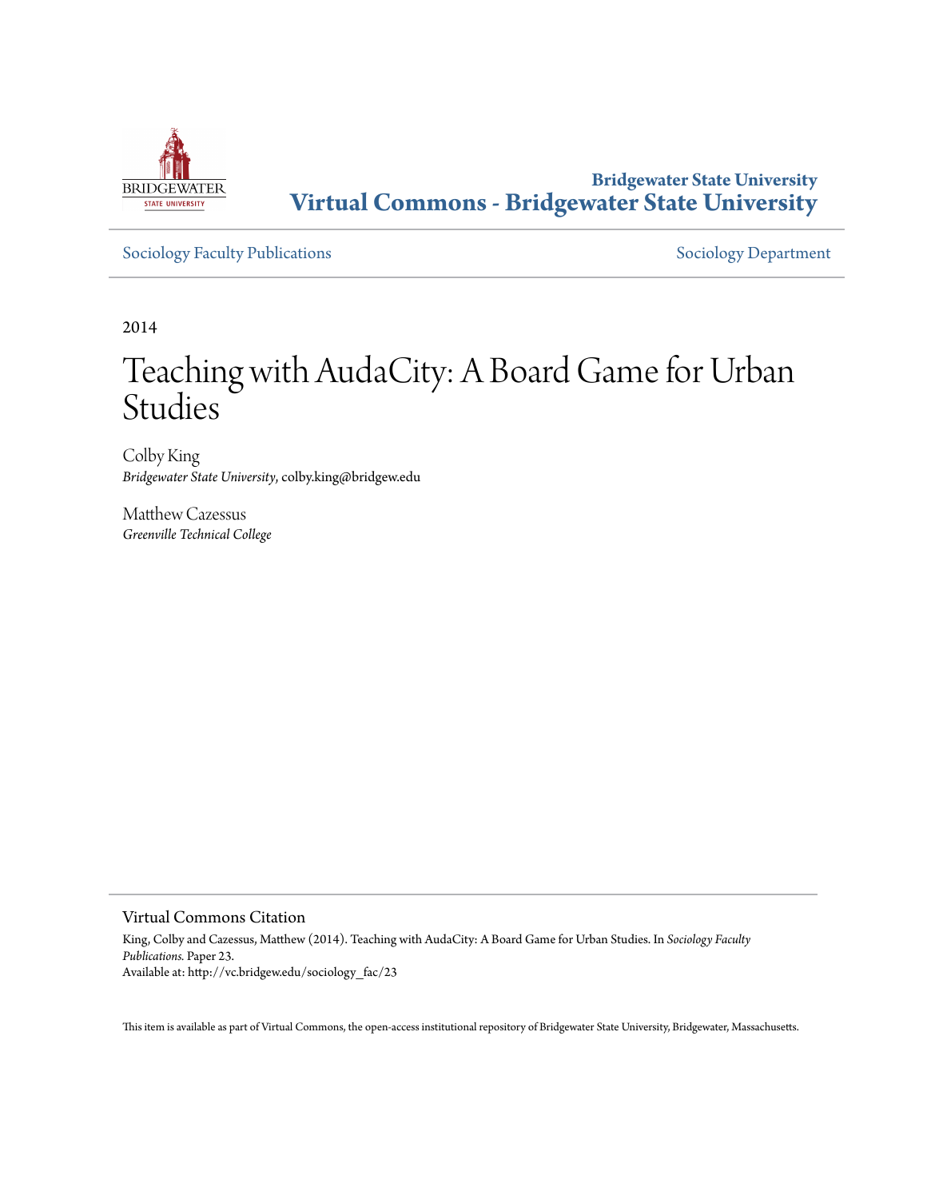Bridgewater State University
**Virtual Commons - Bridgewater State University**

Sociology Faculty Publications | Sociology Department

2014

# Teaching with AudaCity: A Board Game for Urban Studies

Colby King
*Bridgewater State University*, colby.king@bridgew.edu

Matthew Cazessus
*Greenville Technical College*

## Virtual Commons Citation

King, Colby and Cazessus, Matthew (2014). Teaching with AudaCity: A Board Game for Urban Studies. In *Sociology Faculty Publications*. Paper 23.
Available at: http://vc.bridgew.edu/sociology_fac/23

This item is available as part of Virtual Commons, the open-access institutional repository of Bridgewater State University, Bridgewater, Massachusetts.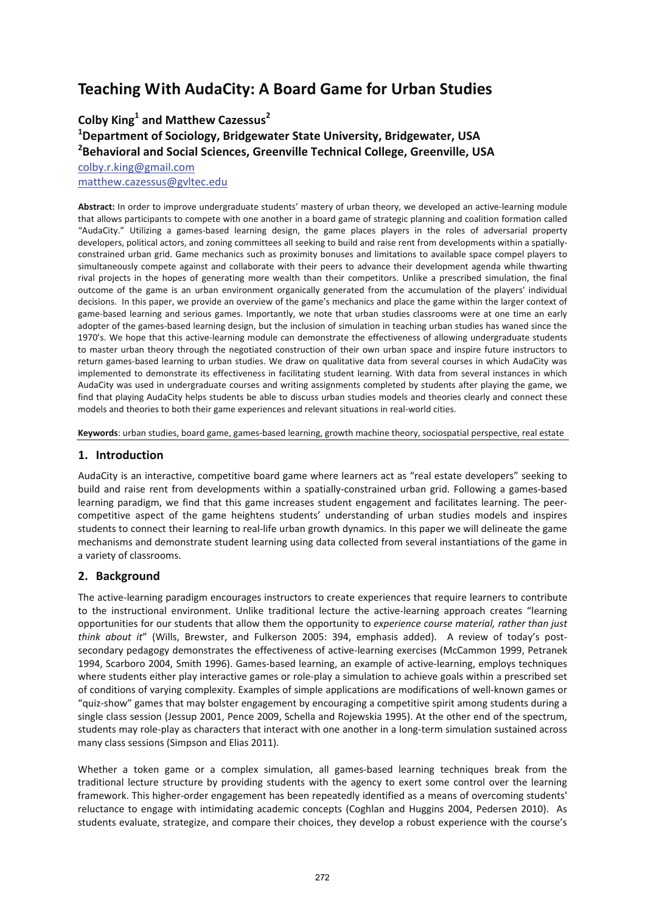# Teaching With AudaCity: A Board Game for Urban Studies

## Colby King[1] and Matthew Cazessus[2]

### [1]Department of Sociology, Bridgewater State University, Bridgewater, USA

### [2]Behavioral and Social Sciences, Greenville Technical College, Greenville, USA

colby.r.king@gmail.com
matthew.cazessus@gvltec.edu

**Abstract:** In order to improve undergraduate students' mastery of urban theory, we developed an active-learning module that allows participants to compete with one another in a board game of strategic planning and coalition formation called "AudaCity." Utilizing a games-based learning design, the game places players in the roles of adversarial property developers, political actors, and zoning committees all seeking to build and raise rent from developments within a spatially-constrained urban grid. Game mechanics such as proximity bonuses and limitations to available space compel players to simultaneously compete against and collaborate with their peers to advance their development agenda while thwarting rival projects in the hopes of generating more wealth than their competitors. Unlike a prescribed simulation, the final outcome of the game is an urban environment organically generated from the accumulation of the players' individual decisions. In this paper, we provide an overview of the game's mechanics and place the game within the larger context of game-based learning and serious games. Importantly, we note that urban studies classrooms were at one time an early adopter of the games-based learning design, but the inclusion of simulation in teaching urban studies has waned since the 1970's. We hope that this active-learning module can demonstrate the effectiveness of allowing undergraduate students to master urban theory through the negotiated construction of their own urban space and inspire future instructors to return games-based learning to urban studies. We draw on qualitative data from several courses in which AudaCity was implemented to demonstrate its effectiveness in facilitating student learning. With data from several instances in which AudaCity was used in undergraduate courses and writing assignments completed by students after playing the game, we find that playing AudaCity helps students be able to discuss urban studies models and theories clearly and connect these models and theories to both their game experiences and relevant situations in real-world cities.

**Keywords**: urban studies, board game, games-based learning, growth machine theory, sociospatial perspective, real estate

## 1. Introduction

AudaCity is an interactive, competitive board game where learners act as "real estate developers" seeking to build and raise rent from developments within a spatially-constrained urban grid. Following a games-based learning paradigm, we find that this game increases student engagement and facilitates learning. The peer-competitive aspect of the game heightens students' understanding of urban studies models and inspires students to connect their learning to real-life urban growth dynamics. In this paper we will delineate the game mechanisms and demonstrate student learning using data collected from several instantiations of the game in a variety of classrooms.

## 2. Background

The active-learning paradigm encourages instructors to create experiences that require learners to contribute to the instructional environment. Unlike traditional lecture the active-learning approach creates "learning opportunities for our students that allow them the opportunity to *experience course material, rather than just think about it*" (Wills, Brewster, and Fulkerson 2005: 394, emphasis added). A review of today's post-secondary pedagogy demonstrates the effectiveness of active-learning exercises (McCammon 1999, Petranek 1994, Scarboro 2004, Smith 1996). Games-based learning, an example of active-learning, employs techniques where students either play interactive games or role-play a simulation to achieve goals within a prescribed set of conditions of varying complexity. Examples of simple applications are modifications of well-known games or "quiz-show" games that may bolster engagement by encouraging a competitive spirit among students during a single class session (Jessup 2001, Pence 2009, Schella and Rojewskia 1995). At the other end of the spectrum, students may role-play as characters that interact with one another in a long-term simulation sustained across many class sessions (Simpson and Elias 2011).

Whether a token game or a complex simulation, all games-based learning techniques break from the traditional lecture structure by providing students with the agency to exert some control over the learning framework. This higher-order engagement has been repeatedly identified as a means of overcoming students' reluctance to engage with intimidating academic concepts (Coghlan and Huggins 2004, Pedersen 2010). As students evaluate, strategize, and compare their choices, they develop a robust experience with the course's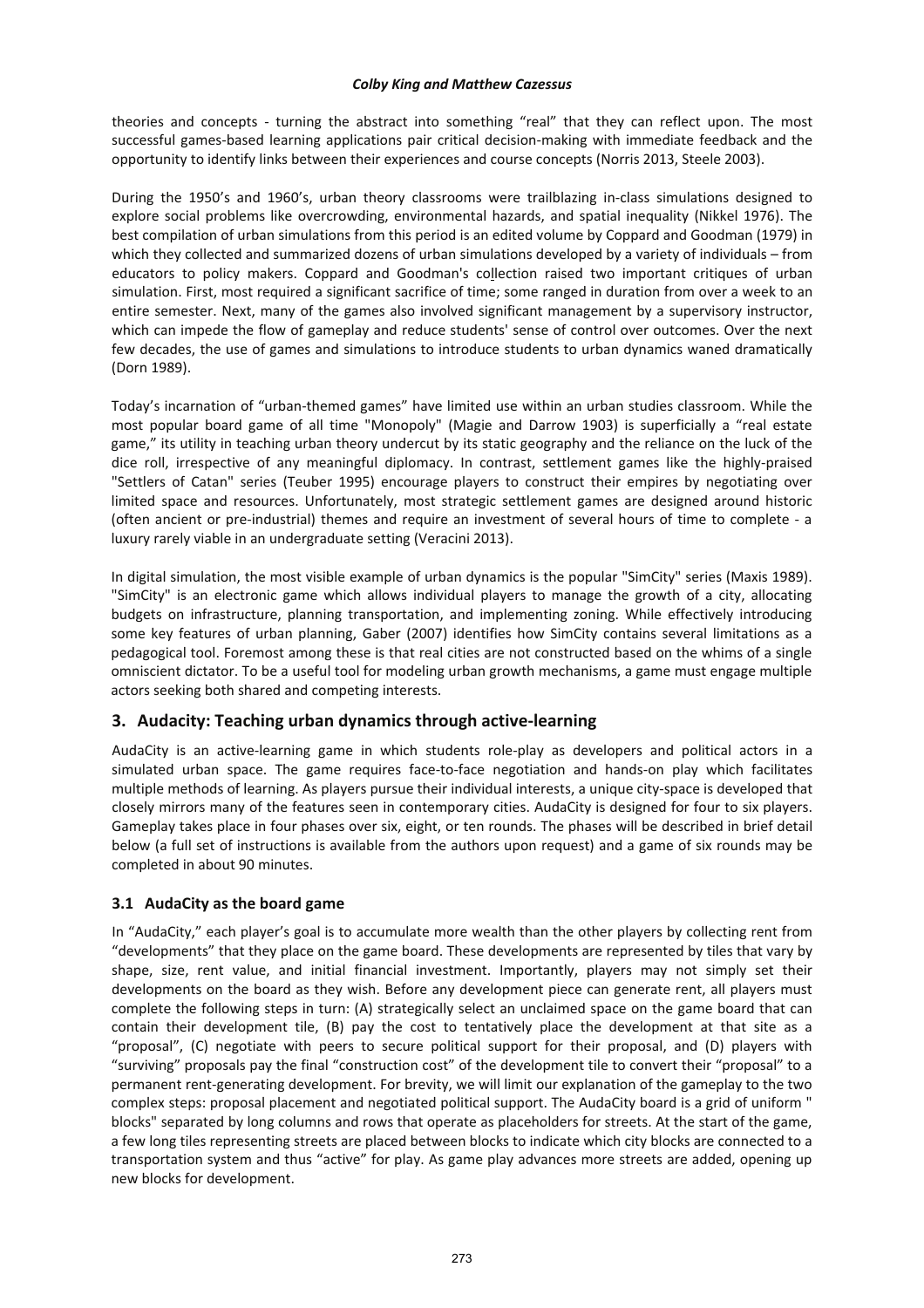theories and concepts - turning the abstract into something "real" that they can reflect upon. The most successful games-based learning applications pair critical decision-making with immediate feedback and the opportunity to identify links between their experiences and course concepts (Norris 2013, Steele 2003).

During the 1950's and 1960's, urban theory classrooms were trailblazing in-class simulations designed to explore social problems like overcrowding, environmental hazards, and spatial inequality (Nikkel 1976). The best compilation of urban simulations from this period is an edited volume by Coppard and Goodman (1979) in which they collected and summarized dozens of urban simulations developed by a variety of individuals – from educators to policy makers. Coppard and Goodman's collection raised two important critiques of urban simulation. First, most required a significant sacrifice of time; some ranged in duration from over a week to an entire semester. Next, many of the games also involved significant management by a supervisory instructor, which can impede the flow of gameplay and reduce students' sense of control over outcomes. Over the next few decades, the use of games and simulations to introduce students to urban dynamics waned dramatically (Dorn 1989).

Today's incarnation of "urban-themed games" have limited use within an urban studies classroom. While the most popular board game of all time "Monopoly" (Magie and Darrow 1903) is superficially a "real estate game," its utility in teaching urban theory undercut by its static geography and the reliance on the luck of the dice roll, irrespective of any meaningful diplomacy. In contrast, settlement games like the highly-praised "Settlers of Catan" series (Teuber 1995) encourage players to construct their empires by negotiating over limited space and resources. Unfortunately, most strategic settlement games are designed around historic (often ancient or pre-industrial) themes and require an investment of several hours of time to complete - a luxury rarely viable in an undergraduate setting (Veracini 2013).

In digital simulation, the most visible example of urban dynamics is the popular "SimCity" series (Maxis 1989). "SimCity" is an electronic game which allows individual players to manage the growth of a city, allocating budgets on infrastructure, planning transportation, and implementing zoning. While effectively introducing some key features of urban planning, Gaber (2007) identifies how SimCity contains several limitations as a pedagogical tool. Foremost among these is that real cities are not constructed based on the whims of a single omniscient dictator. To be a useful tool for modeling urban growth mechanisms, a game must engage multiple actors seeking both shared and competing interests.

## 3. Audacity: Teaching urban dynamics through active-learning

AudaCity is an active-learning game in which students role-play as developers and political actors in a simulated urban space. The game requires face-to-face negotiation and hands-on play which facilitates multiple methods of learning. As players pursue their individual interests, a unique city-space is developed that closely mirrors many of the features seen in contemporary cities. AudaCity is designed for four to six players. Gameplay takes place in four phases over six, eight, or ten rounds. The phases will be described in brief detail below (a full set of instructions is available from the authors upon request) and a game of six rounds may be completed in about 90 minutes.

### 3.1 AudaCity as the board game

In "AudaCity," each player's goal is to accumulate more wealth than the other players by collecting rent from "developments" that they place on the game board. These developments are represented by tiles that vary by shape, size, rent value, and initial financial investment. Importantly, players may not simply set their developments on the board as they wish. Before any development piece can generate rent, all players must complete the following steps in turn: (A) strategically select an unclaimed space on the game board that can contain their development tile, (B) pay the cost to tentatively place the development at that site as a "proposal", (C) negotiate with peers to secure political support for their proposal, and (D) players with "surviving" proposals pay the final "construction cost" of the development tile to convert their "proposal" to a permanent rent-generating development. For brevity, we will limit our explanation of the gameplay to the two complex steps: proposal placement and negotiated political support. The AudaCity board is a grid of uniform " blocks" separated by long columns and rows that operate as placeholders for streets. At the start of the game, a few long tiles representing streets are placed between blocks to indicate which city blocks are connected to a transportation system and thus "active" for play. As game play advances more streets are added, opening up new blocks for development.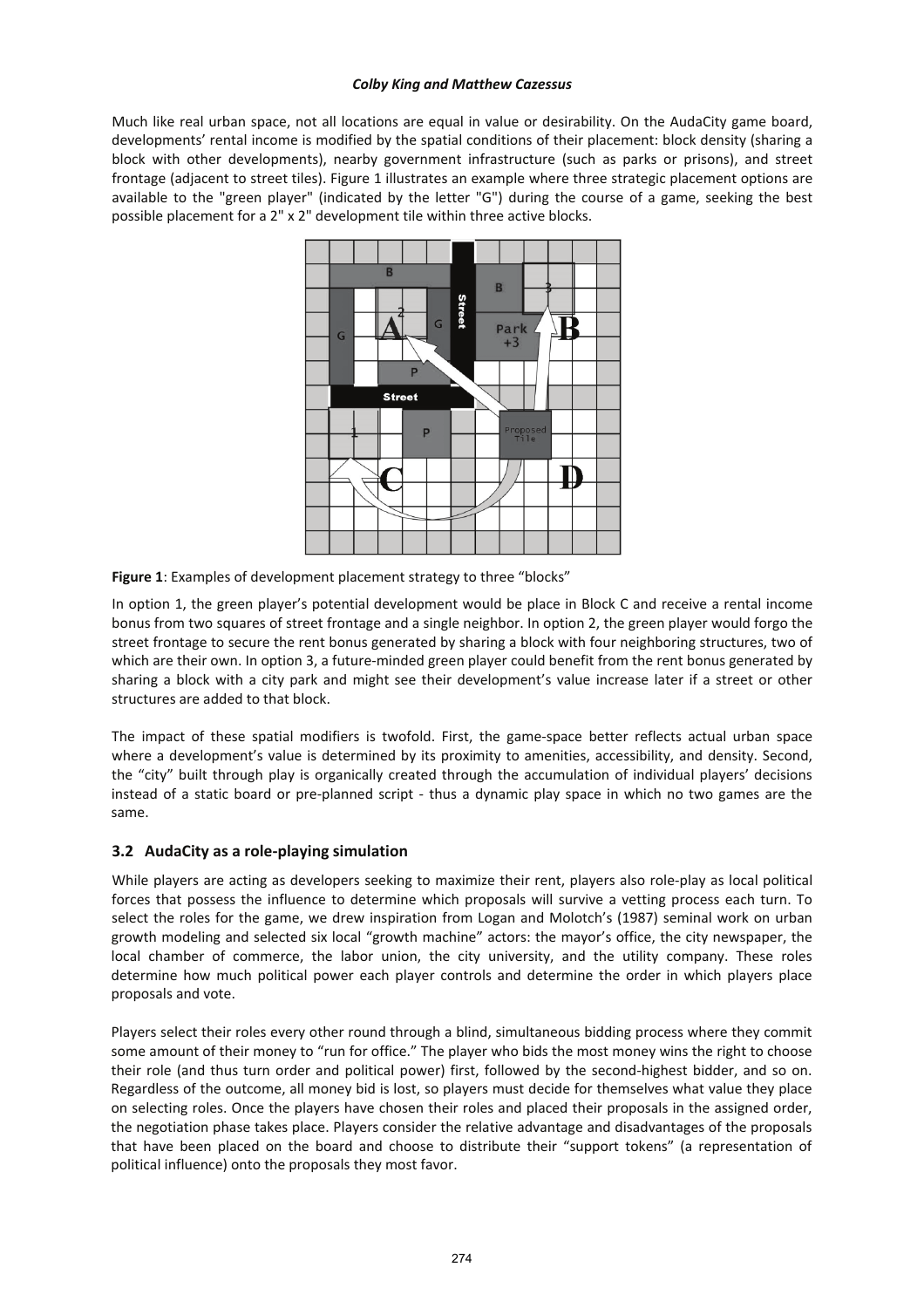Much like real urban space, not all locations are equal in value or desirability. On the AudaCity game board, developments' rental income is modified by the spatial conditions of their placement: block density (sharing a block with other developments), nearby government infrastructure (such as parks or prisons), and street frontage (adjacent to street tiles). Figure 1 illustrates an example where three strategic placement options are available to the "green player" (indicated by the letter "G") during the course of a game, seeking the best possible placement for a 2" x 2" development tile within three active blocks.

**Figure 1**: Examples of development placement strategy to three "blocks"

In option 1, the green player's potential development would be place in Block C and receive a rental income bonus from two squares of street frontage and a single neighbor. In option 2, the green player would forgo the street frontage to secure the rent bonus generated by sharing a block with four neighboring structures, two of which are their own. In option 3, a future-minded green player could benefit from the rent bonus generated by sharing a block with a city park and might see their development's value increase later if a street or other structures are added to that block.

The impact of these spatial modifiers is twofold. First, the game-space better reflects actual urban space where a development's value is determined by its proximity to amenities, accessibility, and density. Second, the "city" built through play is organically created through the accumulation of individual players' decisions instead of a static board or pre-planned script - thus a dynamic play space in which no two games are the same.

### 3.2 AudaCity as a role-playing simulation

While players are acting as developers seeking to maximize their rent, players also role-play as local political forces that possess the influence to determine which proposals will survive a vetting process each turn. To select the roles for the game, we drew inspiration from Logan and Molotch's (1987) seminal work on urban growth modeling and selected six local "growth machine" actors: the mayor's office, the city newspaper, the local chamber of commerce, the labor union, the city university, and the utility company. These roles determine how much political power each player controls and determine the order in which players place proposals and vote.

Players select their roles every other round through a blind, simultaneous bidding process where they commit some amount of their money to "run for office." The player who bids the most money wins the right to choose their role (and thus turn order and political power) first, followed by the second-highest bidder, and so on. Regardless of the outcome, all money bid is lost, so players must decide for themselves what value they place on selecting roles. Once the players have chosen their roles and placed their proposals in the assigned order, the negotiation phase takes place. Players consider the relative advantage and disadvantages of the proposals that have been placed on the board and choose to distribute their "support tokens" (a representation of political influence) onto the proposals they most favor.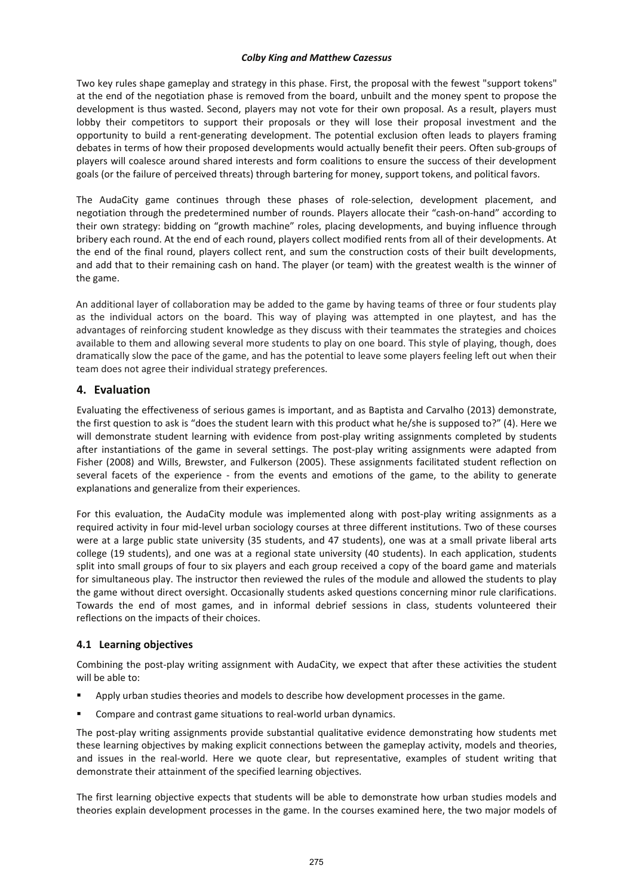Two key rules shape gameplay and strategy in this phase. First, the proposal with the fewest "support tokens" at the end of the negotiation phase is removed from the board, unbuilt and the money spent to propose the development is thus wasted. Second, players may not vote for their own proposal. As a result, players must lobby their competitors to support their proposals or they will lose their proposal investment and the opportunity to build a rent-generating development. The potential exclusion often leads to players framing debates in terms of how their proposed developments would actually benefit their peers. Often sub-groups of players will coalesce around shared interests and form coalitions to ensure the success of their development goals (or the failure of perceived threats) through bartering for money, support tokens, and political favors.

The AudaCity game continues through these phases of role-selection, development placement, and negotiation through the predetermined number of rounds. Players allocate their "cash-on-hand" according to their own strategy: bidding on "growth machine" roles, placing developments, and buying influence through bribery each round. At the end of each round, players collect modified rents from all of their developments. At the end of the final round, players collect rent, and sum the construction costs of their built developments, and add that to their remaining cash on hand. The player (or team) with the greatest wealth is the winner of the game.

An additional layer of collaboration may be added to the game by having teams of three or four students play as the individual actors on the board. This way of playing was attempted in one playtest, and has the advantages of reinforcing student knowledge as they discuss with their teammates the strategies and choices available to them and allowing several more students to play on one board. This style of playing, though, does dramatically slow the pace of the game, and has the potential to leave some players feeling left out when their team does not agree their individual strategy preferences.

## 4. Evaluation

Evaluating the effectiveness of serious games is important, and as Baptista and Carvalho (2013) demonstrate, the first question to ask is "does the student learn with this product what he/she is supposed to?" (4). Here we will demonstrate student learning with evidence from post-play writing assignments completed by students after instantiations of the game in several settings. The post-play writing assignments were adapted from Fisher (2008) and Wills, Brewster, and Fulkerson (2005). These assignments facilitated student reflection on several facets of the experience - from the events and emotions of the game, to the ability to generate explanations and generalize from their experiences.

For this evaluation, the AudaCity module was implemented along with post-play writing assignments as a required activity in four mid-level urban sociology courses at three different institutions. Two of these courses were at a large public state university (35 students, and 47 students), one was at a small private liberal arts college (19 students), and one was at a regional state university (40 students). In each application, students split into small groups of four to six players and each group received a copy of the board game and materials for simultaneous play. The instructor then reviewed the rules of the module and allowed the students to play the game without direct oversight. Occasionally students asked questions concerning minor rule clarifications. Towards the end of most games, and in informal debrief sessions in class, students volunteered their reflections on the impacts of their choices.

### 4.1 Learning objectives

Combining the post-play writing assignment with AudaCity, we expect that after these activities the student will be able to:

- Apply urban studies theories and models to describe how development processes in the game.
- Compare and contrast game situations to real-world urban dynamics.

The post-play writing assignments provide substantial qualitative evidence demonstrating how students met these learning objectives by making explicit connections between the gameplay activity, models and theories, and issues in the real-world. Here we quote clear, but representative, examples of student writing that demonstrate their attainment of the specified learning objectives.

The first learning objective expects that students will be able to demonstrate how urban studies models and theories explain development processes in the game. In the courses examined here, the two major models of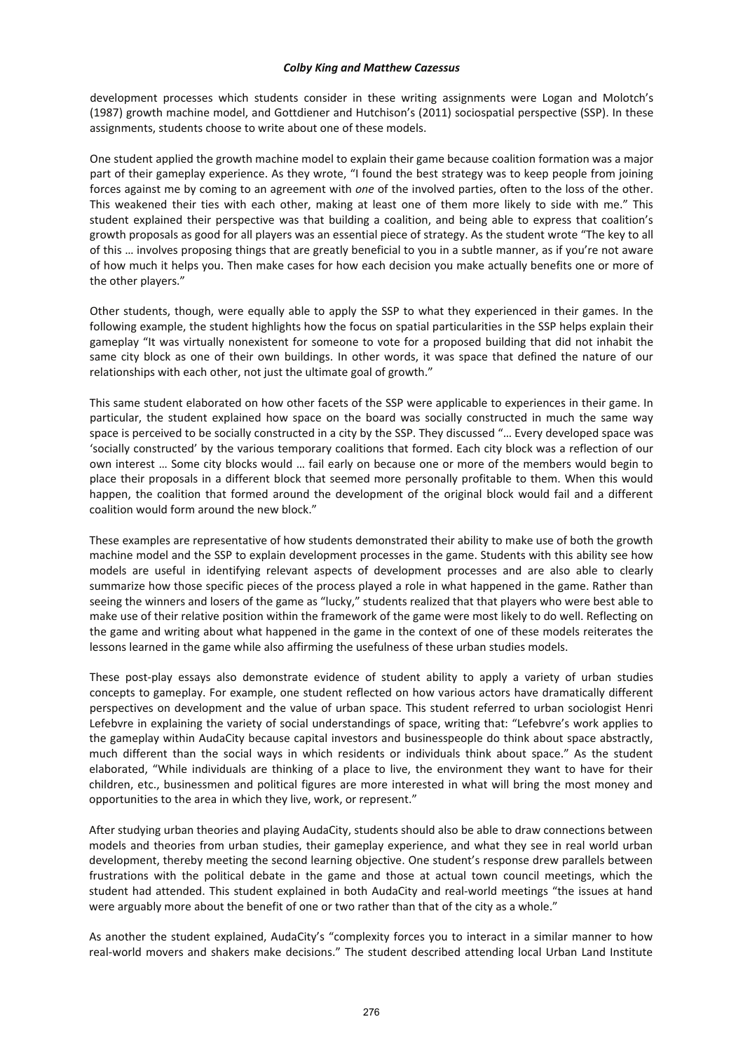development processes which students consider in these writing assignments were Logan and Molotch's (1987) growth machine model, and Gottdiener and Hutchison's (2011) sociospatial perspective (SSP). In these assignments, students choose to write about one of these models.

One student applied the growth machine model to explain their game because coalition formation was a major part of their gameplay experience. As they wrote, "I found the best strategy was to keep people from joining forces against me by coming to an agreement with *one* of the involved parties, often to the loss of the other. This weakened their ties with each other, making at least one of them more likely to side with me." This student explained their perspective was that building a coalition, and being able to express that coalition's growth proposals as good for all players was an essential piece of strategy. As the student wrote "The key to all of this … involves proposing things that are greatly beneficial to you in a subtle manner, as if you're not aware of how much it helps you. Then make cases for how each decision you make actually benefits one or more of the other players."

Other students, though, were equally able to apply the SSP to what they experienced in their games. In the following example, the student highlights how the focus on spatial particularities in the SSP helps explain their gameplay "It was virtually nonexistent for someone to vote for a proposed building that did not inhabit the same city block as one of their own buildings. In other words, it was space that defined the nature of our relationships with each other, not just the ultimate goal of growth."

This same student elaborated on how other facets of the SSP were applicable to experiences in their game. In particular, the student explained how space on the board was socially constructed in much the same way space is perceived to be socially constructed in a city by the SSP. They discussed "… Every developed space was 'socially constructed' by the various temporary coalitions that formed. Each city block was a reflection of our own interest … Some city blocks would … fail early on because one or more of the members would begin to place their proposals in a different block that seemed more personally profitable to them. When this would happen, the coalition that formed around the development of the original block would fail and a different coalition would form around the new block."

These examples are representative of how students demonstrated their ability to make use of both the growth machine model and the SSP to explain development processes in the game. Students with this ability see how models are useful in identifying relevant aspects of development processes and are also able to clearly summarize how those specific pieces of the process played a role in what happened in the game. Rather than seeing the winners and losers of the game as "lucky," students realized that that players who were best able to make use of their relative position within the framework of the game were most likely to do well. Reflecting on the game and writing about what happened in the game in the context of one of these models reiterates the lessons learned in the game while also affirming the usefulness of these urban studies models.

These post-play essays also demonstrate evidence of student ability to apply a variety of urban studies concepts to gameplay. For example, one student reflected on how various actors have dramatically different perspectives on development and the value of urban space. This student referred to urban sociologist Henri Lefebvre in explaining the variety of social understandings of space, writing that: "Lefebvre's work applies to the gameplay within AudaCity because capital investors and businesspeople do think about space abstractly, much different than the social ways in which residents or individuals think about space." As the student elaborated, "While individuals are thinking of a place to live, the environment they want to have for their children, etc., businessmen and political figures are more interested in what will bring the most money and opportunities to the area in which they live, work, or represent."

After studying urban theories and playing AudaCity, students should also be able to draw connections between models and theories from urban studies, their gameplay experience, and what they see in real world urban development, thereby meeting the second learning objective. One student's response drew parallels between frustrations with the political debate in the game and those at actual town council meetings, which the student had attended. This student explained in both AudaCity and real-world meetings "the issues at hand were arguably more about the benefit of one or two rather than that of the city as a whole."

As another the student explained, AudaCity's "complexity forces you to interact in a similar manner to how real-world movers and shakers make decisions." The student described attending local Urban Land Institute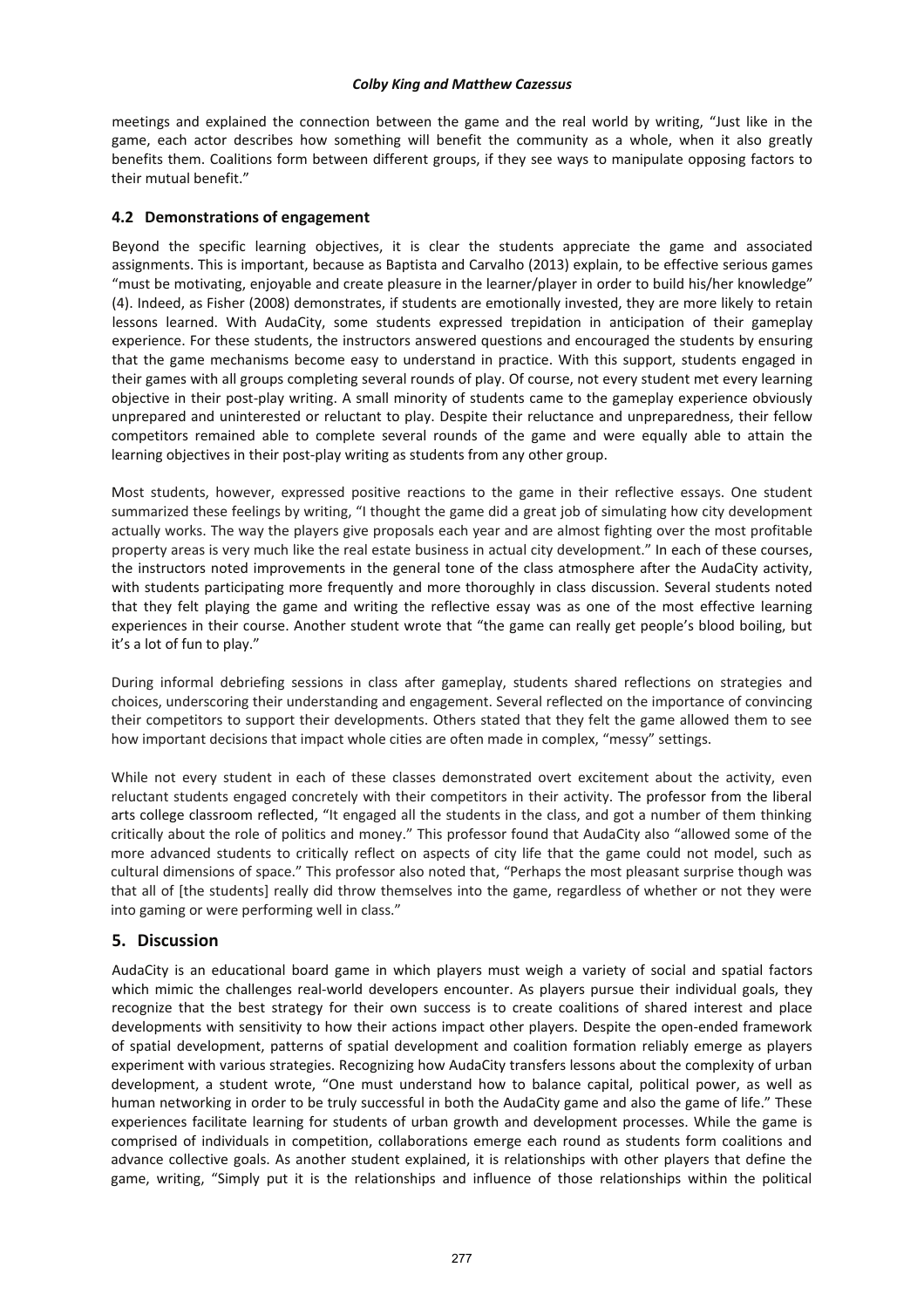meetings and explained the connection between the game and the real world by writing, "Just like in the game, each actor describes how something will benefit the community as a whole, when it also greatly benefits them. Coalitions form between different groups, if they see ways to manipulate opposing factors to their mutual benefit."

### 4.2 Demonstrations of engagement

Beyond the specific learning objectives, it is clear the students appreciate the game and associated assignments. This is important, because as Baptista and Carvalho (2013) explain, to be effective serious games "must be motivating, enjoyable and create pleasure in the learner/player in order to build his/her knowledge" (4). Indeed, as Fisher (2008) demonstrates, if students are emotionally invested, they are more likely to retain lessons learned. With AudaCity, some students expressed trepidation in anticipation of their gameplay experience. For these students, the instructors answered questions and encouraged the students by ensuring that the game mechanisms become easy to understand in practice. With this support, students engaged in their games with all groups completing several rounds of play. Of course, not every student met every learning objective in their post-play writing. A small minority of students came to the gameplay experience obviously unprepared and uninterested or reluctant to play. Despite their reluctance and unpreparedness, their fellow competitors remained able to complete several rounds of the game and were equally able to attain the learning objectives in their post-play writing as students from any other group.

Most students, however, expressed positive reactions to the game in their reflective essays. One student summarized these feelings by writing, "I thought the game did a great job of simulating how city development actually works. The way the players give proposals each year and are almost fighting over the most profitable property areas is very much like the real estate business in actual city development." In each of these courses, the instructors noted improvements in the general tone of the class atmosphere after the AudaCity activity, with students participating more frequently and more thoroughly in class discussion. Several students noted that they felt playing the game and writing the reflective essay was as one of the most effective learning experiences in their course. Another student wrote that "the game can really get people's blood boiling, but it's a lot of fun to play."

During informal debriefing sessions in class after gameplay, students shared reflections on strategies and choices, underscoring their understanding and engagement. Several reflected on the importance of convincing their competitors to support their developments. Others stated that they felt the game allowed them to see how important decisions that impact whole cities are often made in complex, "messy" settings.

While not every student in each of these classes demonstrated overt excitement about the activity, even reluctant students engaged concretely with their competitors in their activity. The professor from the liberal arts college classroom reflected, "It engaged all the students in the class, and got a number of them thinking critically about the role of politics and money." This professor found that AudaCity also "allowed some of the more advanced students to critically reflect on aspects of city life that the game could not model, such as cultural dimensions of space." This professor also noted that, "Perhaps the most pleasant surprise though was that all of [the students] really did throw themselves into the game, regardless of whether or not they were into gaming or were performing well in class."

## 5. Discussion

AudaCity is an educational board game in which players must weigh a variety of social and spatial factors which mimic the challenges real-world developers encounter. As players pursue their individual goals, they recognize that the best strategy for their own success is to create coalitions of shared interest and place developments with sensitivity to how their actions impact other players. Despite the open-ended framework of spatial development, patterns of spatial development and coalition formation reliably emerge as players experiment with various strategies. Recognizing how AudaCity transfers lessons about the complexity of urban development, a student wrote, "One must understand how to balance capital, political power, as well as human networking in order to be truly successful in both the AudaCity game and also the game of life." These experiences facilitate learning for students of urban growth and development processes. While the game is comprised of individuals in competition, collaborations emerge each round as students form coalitions and advance collective goals. As another student explained, it is relationships with other players that define the game, writing, "Simply put it is the relationships and influence of those relationships within the political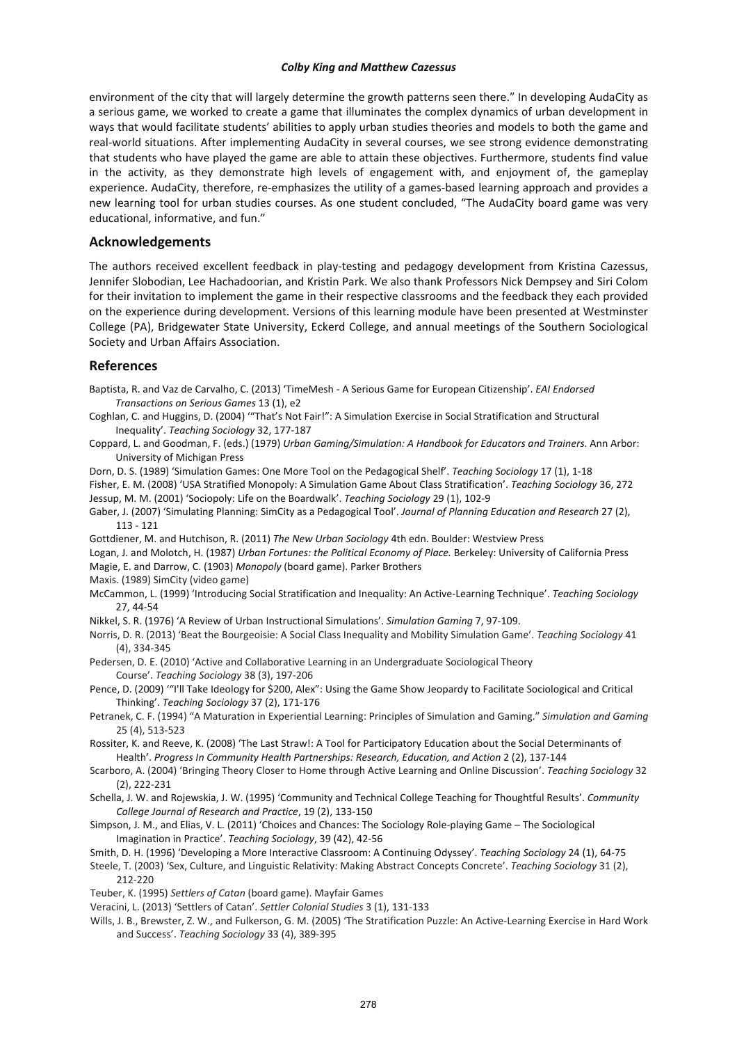environment of the city that will largely determine the growth patterns seen there." In developing AudaCity as a serious game, we worked to create a game that illuminates the complex dynamics of urban development in ways that would facilitate students' abilities to apply urban studies theories and models to both the game and real-world situations. After implementing AudaCity in several courses, we see strong evidence demonstrating that students who have played the game are able to attain these objectives. Furthermore, students find value in the activity, as they demonstrate high levels of engagement with, and enjoyment of, the gameplay experience. AudaCity, therefore, re-emphasizes the utility of a games-based learning approach and provides a new learning tool for urban studies courses. As one student concluded, "The AudaCity board game was very educational, informative, and fun."

## Acknowledgements

The authors received excellent feedback in play-testing and pedagogy development from Kristina Cazessus, Jennifer Slobodian, Lee Hachadoorian, and Kristin Park. We also thank Professors Nick Dempsey and Siri Colom for their invitation to implement the game in their respective classrooms and the feedback they each provided on the experience during development. Versions of this learning module have been presented at Westminster College (PA), Bridgewater State University, Eckerd College, and annual meetings of the Southern Sociological Society and Urban Affairs Association.

## References

Baptista, R. and Vaz de Carvalho, C. (2013) 'TimeMesh - A Serious Game for European Citizenship'. *EAI Endorsed Transactions on Serious Games* 13 (1), e2

Coghlan, C. and Huggins, D. (2004) '"That's Not Fair!": A Simulation Exercise in Social Stratification and Structural Inequality'. *Teaching Sociology* 32, 177-187

Coppard, L. and Goodman, F. (eds.) (1979) *Urban Gaming/Simulation: A Handbook for Educators and Trainers*. Ann Arbor: University of Michigan Press

Dorn, D. S. (1989) 'Simulation Games: One More Tool on the Pedagogical Shelf'. *Teaching Sociology* 17 (1), 1-18

Fisher, E. M. (2008) 'USA Stratified Monopoly: A Simulation Game About Class Stratification'. *Teaching Sociology* 36, 272

Jessup, M. M. (2001) 'Sociopoly: Life on the Boardwalk'. *Teaching Sociology* 29 (1), 102-9

Gaber, J. (2007) 'Simulating Planning: SimCity as a Pedagogical Tool'. *Journal of Planning Education and Research* 27 (2), 113 - 121

Gottdiener, M. and Hutchison, R. (2011) *The New Urban Sociology* 4th edn. Boulder: Westview Press

Logan, J. and Molotch, H. (1987) *Urban Fortunes: the Political Economy of Place.* Berkeley: University of California Press

Magie, E. and Darrow, C. (1903) *Monopoly* (board game). Parker Brothers

Maxis. (1989) SimCity (video game)

McCammon, L. (1999) 'Introducing Social Stratification and Inequality: An Active-Learning Technique'. *Teaching Sociology* 27, 44-54

Nikkel, S. R. (1976) 'A Review of Urban Instructional Simulations'. *Simulation Gaming* 7, 97-109.

Norris, D. R. (2013) 'Beat the Bourgeoisie: A Social Class Inequality and Mobility Simulation Game'. *Teaching Sociology* 41 (4), 334-345

Pedersen, D. E. (2010) 'Active and Collaborative Learning in an Undergraduate Sociological Theory Course'. *Teaching Sociology* 38 (3), 197-206

Pence, D. (2009) '"I'll Take Ideology for $200, Alex": Using the Game Show Jeopardy to Facilitate Sociological and Critical Thinking'. *Teaching Sociology* 37 (2), 171-176

Petranek, C. F. (1994) "A Maturation in Experiential Learning: Principles of Simulation and Gaming." *Simulation and Gaming* 25 (4), 513-523

Rossiter, K. and Reeve, K. (2008) 'The Last Straw!: A Tool for Participatory Education about the Social Determinants of Health'. *Progress In Community Health Partnerships: Research, Education, and Action* 2 (2), 137-144

Scarboro, A. (2004) 'Bringing Theory Closer to Home through Active Learning and Online Discussion'. *Teaching Sociology* 32 (2), 222-231

Schella, J. W. and Rojewskia, J. W. (1995) 'Community and Technical College Teaching for Thoughtful Results'. *Community College Journal of Research and Practice*, 19 (2), 133-150

Simpson, J. M., and Elias, V. L. (2011) 'Choices and Chances: The Sociology Role-playing Game – The Sociological Imagination in Practice'. *Teaching Sociology*, 39 (42), 42-56

Smith, D. H. (1996) 'Developing a More Interactive Classroom: A Continuing Odyssey'. *Teaching Sociology* 24 (1), 64-75

Steele, T. (2003) 'Sex, Culture, and Linguistic Relativity: Making Abstract Concepts Concrete'. *Teaching Sociology* 31 (2), 212-220

Teuber, K. (1995) *Settlers of Catan* (board game). Mayfair Games

Veracini, L. (2013) 'Settlers of Catan'. *Settler Colonial Studies* 3 (1), 131-133

Wills, J. B., Brewster, Z. W., and Fulkerson, G. M. (2005) 'The Stratification Puzzle: An Active-Learning Exercise in Hard Work and Success'. *Teaching Sociology* 33 (4), 389-395